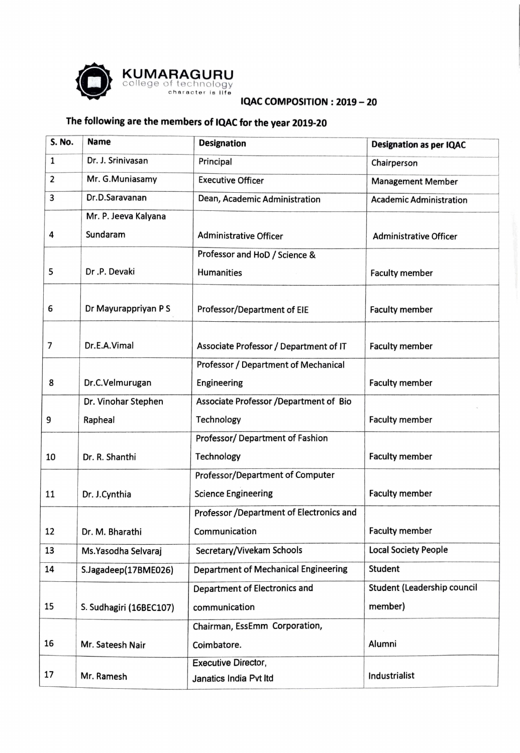**KUMARAGURU**
college of technology
character is life

## IQAC COMPOSITION : 2019 – 20

### The following are the members of IQAC for the year 2019-20

| S. No. | Name | Designation | Designation as per IQAC |
|---|---|---|---|
| 1 | Dr. J. Srinivasan | Principal | Chairperson |
| 2 | Mr. G.Muniasamy | Executive Officer | Management Member |
| 3 | Dr.D.Saravanan | Dean, Academic Administration | Academic Administration |
| 4 | Mr. P. Jeeva Kalyana Sundaram | Administrative Officer | Administrative Officer |
| 5 | Dr .P. Devaki | Professor and HoD / Science & Humanities | Faculty member |
| 6 | Dr Mayurappriyan P S | Professor/Department of EIE | Faculty member |
| 7 | Dr.E.A.Vimal | Associate Professor / Department of IT | Faculty member |
| 8 | Dr.C.Velmurugan | Professor / Department of Mechanical Engineering | Faculty member |
| 9 | Dr. Vinohar Stephen Rapheal | Associate Professor /Department of Bio Technology | Faculty member |
| 10 | Dr. R. Shanthi | Professor/ Department of Fashion Technology | Faculty member |
| 11 | Dr. J.Cynthia | Professor/Department of Computer Science Engineering | Faculty member |
| 12 | Dr. M. Bharathi | Professor /Department of Electronics and Communication | Faculty member |
| 13 | Ms.Yasodha Selvaraj | Secretary/Vivekam Schools | Local Society People |
| 14 | S.Jagadeep(17BME026) | Department of Mechanical Engineering | Student |
| 15 | S. Sudhagiri (16BEC107) | Department of Electronics and communication | Student (Leadership council member) |
| 16 | Mr. Sateesh Nair | Chairman, EssEmm Corporation, Coimbatore. | Alumni |
| 17 | Mr. Ramesh | Executive Director, Janatics India Pvt ltd | Industrialist |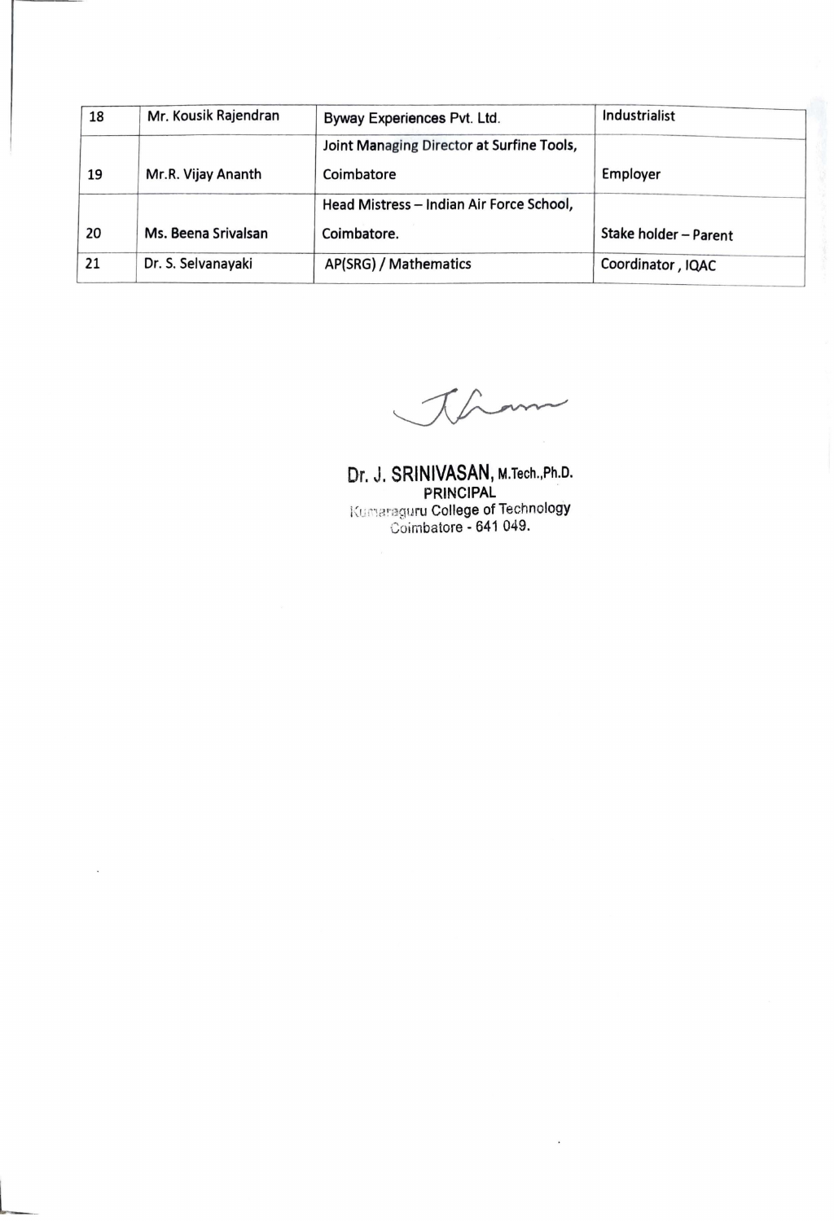| | | | |
|---|---|---|---|
| 18 | Mr. Kousik Rajendran | Byway Experiences Pvt. Ltd. | Industrialist |
| 19 | Mr.R. Vijay Ananth | Joint Managing Director at Surfine Tools, Coimbatore | Employer |
| 20 | Ms. Beena Srivalsan | Head Mistress – Indian Air Force School, Coimbatore. | Stake holder – Parent |
| 21 | Dr. S. Selvanayaki | AP(SRG) / Mathematics | Coordinator , IQAC |

**Dr. J. SRINIVASAN, M.Tech.,Ph.D.**
PRINCIPAL
Kumaraguru College of Technology
Coimbatore - 641 049.